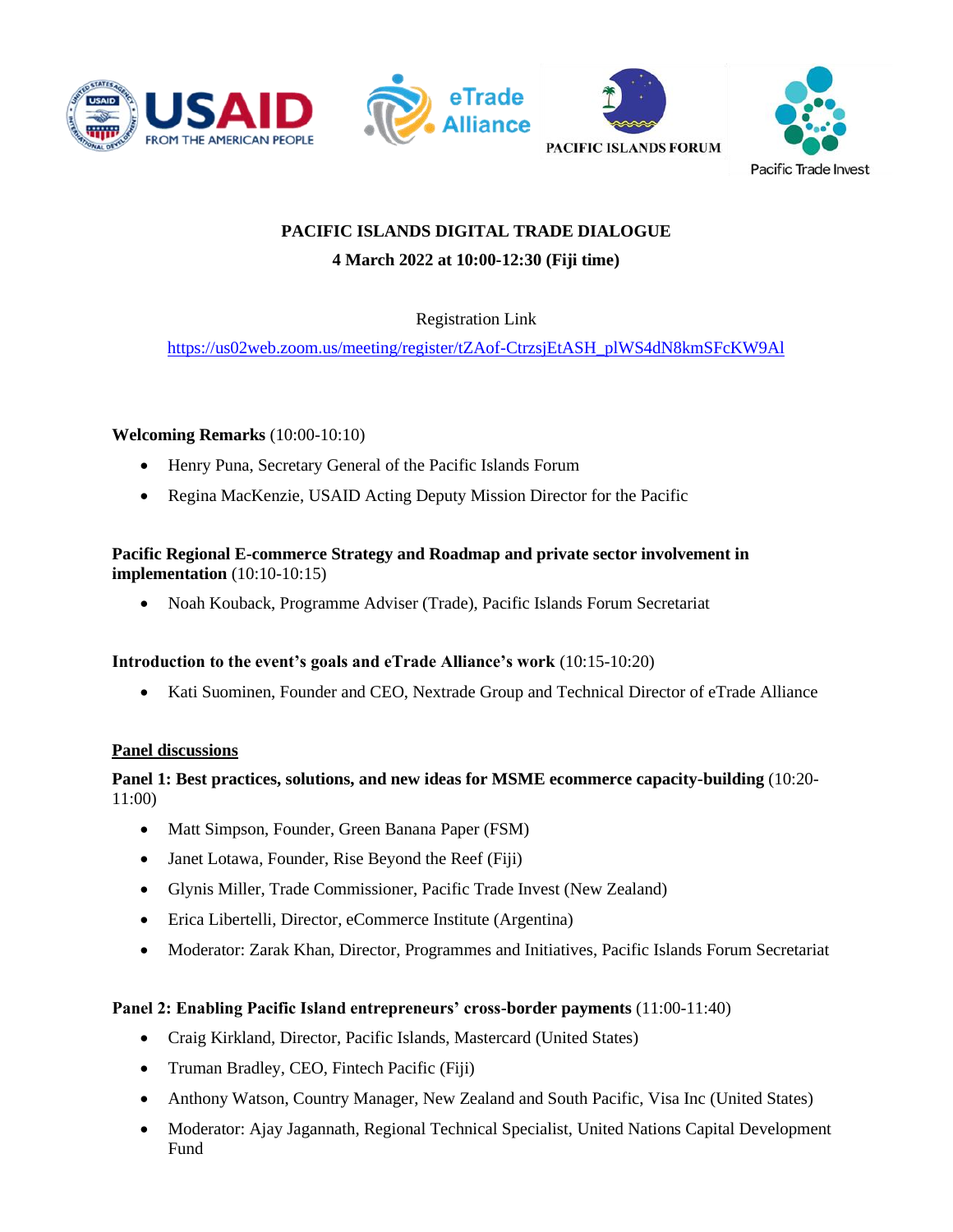# PACIFIC ISLANDS DIGITAL TRADE DIALOGUE

**4 March 2022 at 10:00-12:30 (Fiji time)**

Registration Link

https://us02web.zoom.us/meeting/register/tZAof-CtrzsjEtASH_plWS4dN8kmSFcKW9Al

**Welcoming Remarks** (10:00-10:10)

- Henry Puna, Secretary General of the Pacific Islands Forum
- Regina MacKenzie, USAID Acting Deputy Mission Director for the Pacific

**Pacific Regional E-commerce Strategy and Roadmap and private sector involvement in implementation** (10:10-10:15)

- Noah Kouback, Programme Adviser (Trade), Pacific Islands Forum Secretariat

**Introduction to the event's goals and eTrade Alliance's work** (10:15-10:20)

- Kati Suominen, Founder and CEO, Nextrade Group and Technical Director of eTrade Alliance

## Panel discussions

**Panel 1: Best practices, solutions, and new ideas for MSME ecommerce capacity-building** (10:20-11:00)

- Matt Simpson, Founder, Green Banana Paper (FSM)
- Janet Lotawa, Founder, Rise Beyond the Reef (Fiji)
- Glynis Miller, Trade Commissioner, Pacific Trade Invest (New Zealand)
- Erica Libertelli, Director, eCommerce Institute (Argentina)
- Moderator: Zarak Khan, Director, Programmes and Initiatives, Pacific Islands Forum Secretariat

**Panel 2: Enabling Pacific Island entrepreneurs' cross-border payments** (11:00-11:40)

- Craig Kirkland, Director, Pacific Islands, Mastercard (United States)
- Truman Bradley, CEO, Fintech Pacific (Fiji)
- Anthony Watson, Country Manager, New Zealand and South Pacific, Visa Inc (United States)
- Moderator: Ajay Jagannath, Regional Technical Specialist, United Nations Capital Development Fund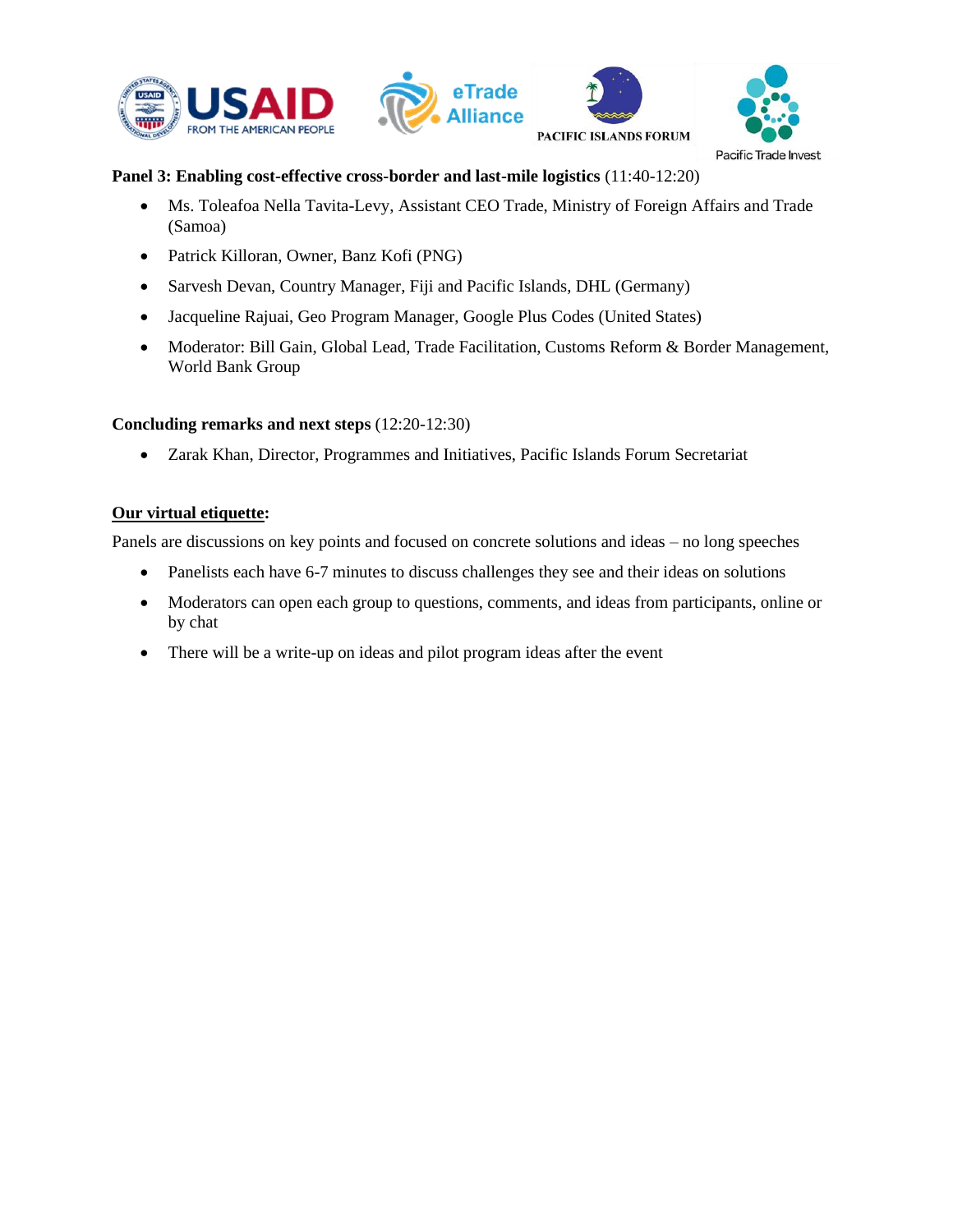**Panel 3: Enabling cost-effective cross-border and last-mile logistics** (11:40-12:20)

- Ms. Toleafoa Nella Tavita-Levy, Assistant CEO Trade, Ministry of Foreign Affairs and Trade (Samoa)
- Patrick Killoran, Owner, Banz Kofi (PNG)
- Sarvesh Devan, Country Manager, Fiji and Pacific Islands, DHL (Germany)
- Jacqueline Rajuai, Geo Program Manager, Google Plus Codes (United States)
- Moderator: Bill Gain, Global Lead, Trade Facilitation, Customs Reform & Border Management, World Bank Group

**Concluding remarks and next steps** (12:20-12:30)

- Zarak Khan, Director, Programmes and Initiatives, Pacific Islands Forum Secretariat

**<u>Our virtual etiquette</u>:**

Panels are discussions on key points and focused on concrete solutions and ideas – no long speeches

- Panelists each have 6-7 minutes to discuss challenges they see and their ideas on solutions
- Moderators can open each group to questions, comments, and ideas from participants, online or by chat
- There will be a write-up on ideas and pilot program ideas after the event